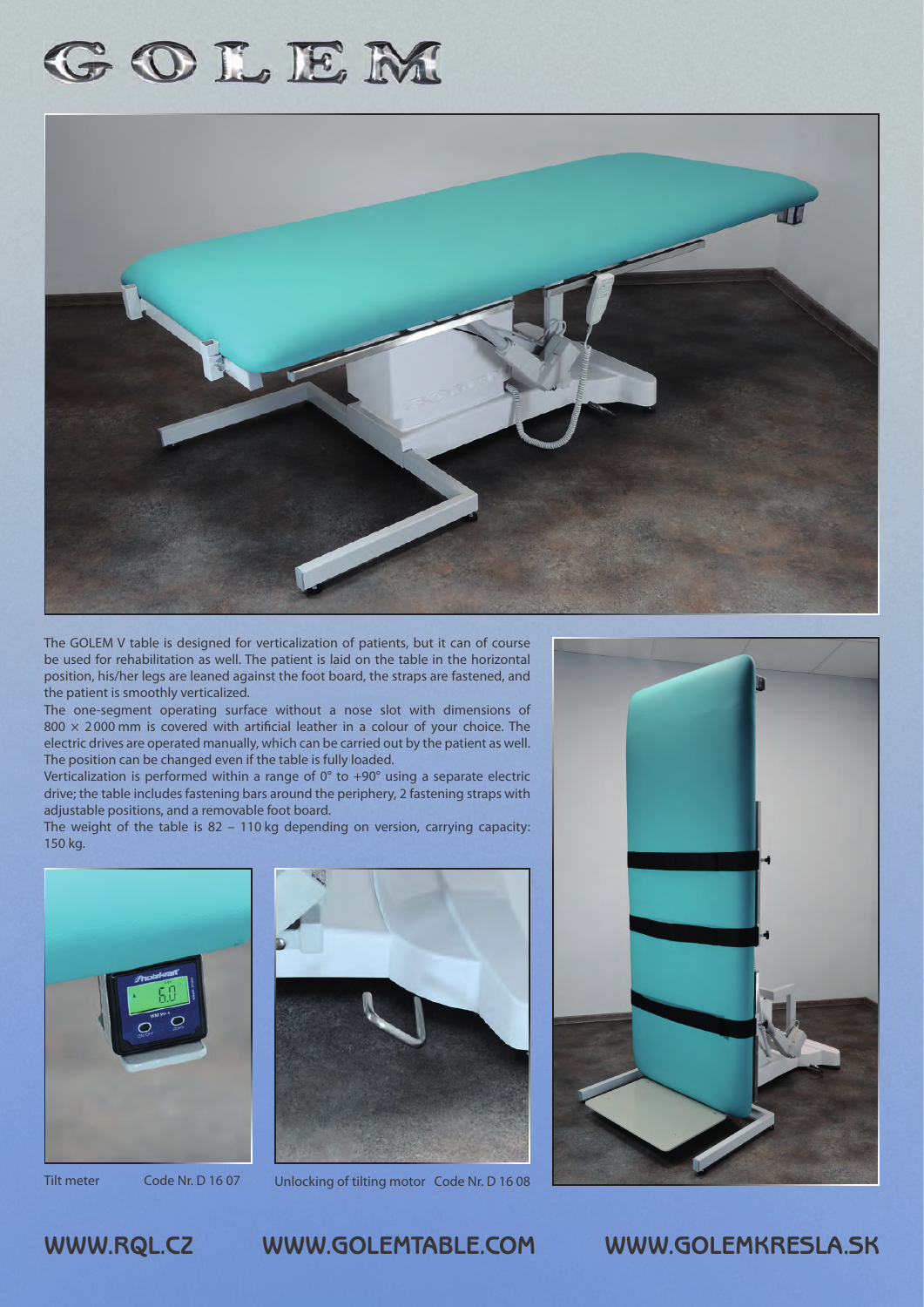# GOLEM

The GOLEM V table is designed for verticalization of patients, but it can of course be used for rehabilitation as well. The patient is laid on the table in the horizontal position, his/her legs are leaned against the foot board, the straps are fastened, and the patient is smoothly verticalized.

The one-segment operating surface without a nose slot with dimensions of 800 × 2000 mm is covered with artificial leather in a colour of your choice. The electric drives are operated manually, which can be carried out by the patient as well. The position can be changed even if the table is fully loaded.

Verticalization is performed within a range of 0° to +90° using a separate electric drive; the table includes fastening bars around the periphery, 2 fastening straps with adjustable positions, and a removable foot board.

The weight of the table is 82 – 110 kg depending on version, carrying capacity: 150 kg.

Tilt meter Code Nr. D 16 07

Unlocking of tilting motor Code Nr. D 16 08

WWW.RQL.CZ WWW.GOLEMTABLE.COM WWW.GOLEMKRESLA.SK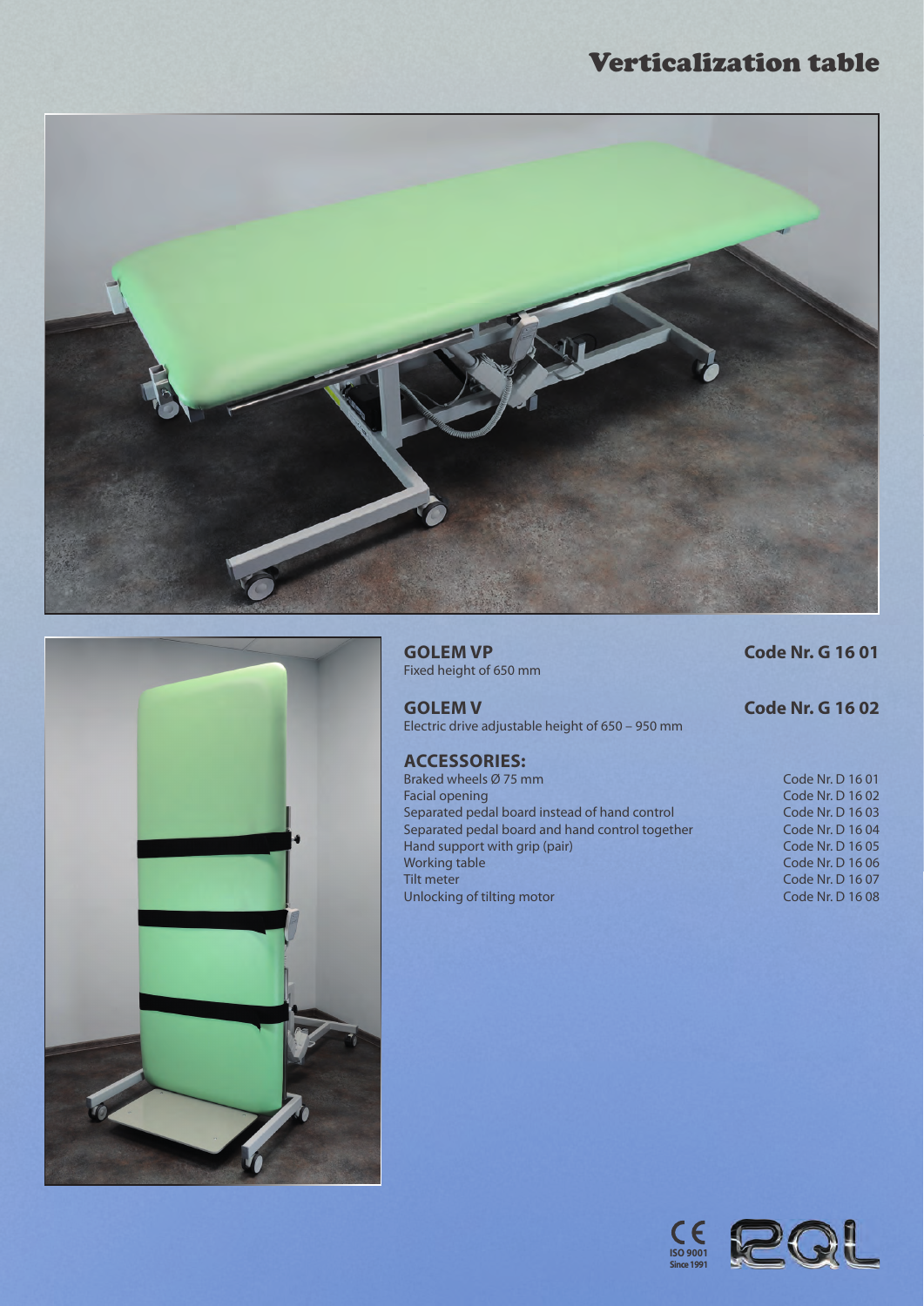# Verticalization table

**GOLEM VP** — **Code Nr. G 16 01**
Fixed height of 650 mm

**GOLEM V** — **Code Nr. G 16 02**
Electric drive adjustable height of 650 – 950 mm

## ACCESSORIES:

| | |
|---|---|
| Braked wheels Ø 75 mm | Code Nr. D 16 01 |
| Facial opening | Code Nr. D 16 02 |
| Separated pedal board instead of hand control | Code Nr. D 16 03 |
| Separated pedal board and hand control together | Code Nr. D 16 04 |
| Hand support with grip (pair) | Code Nr. D 16 05 |
| Working table | Code Nr. D 16 06 |
| Tilt meter | Code Nr. D 16 07 |
| Unlocking of tilting motor | Code Nr. D 16 08 |

CE ISO 9001 Since 1991